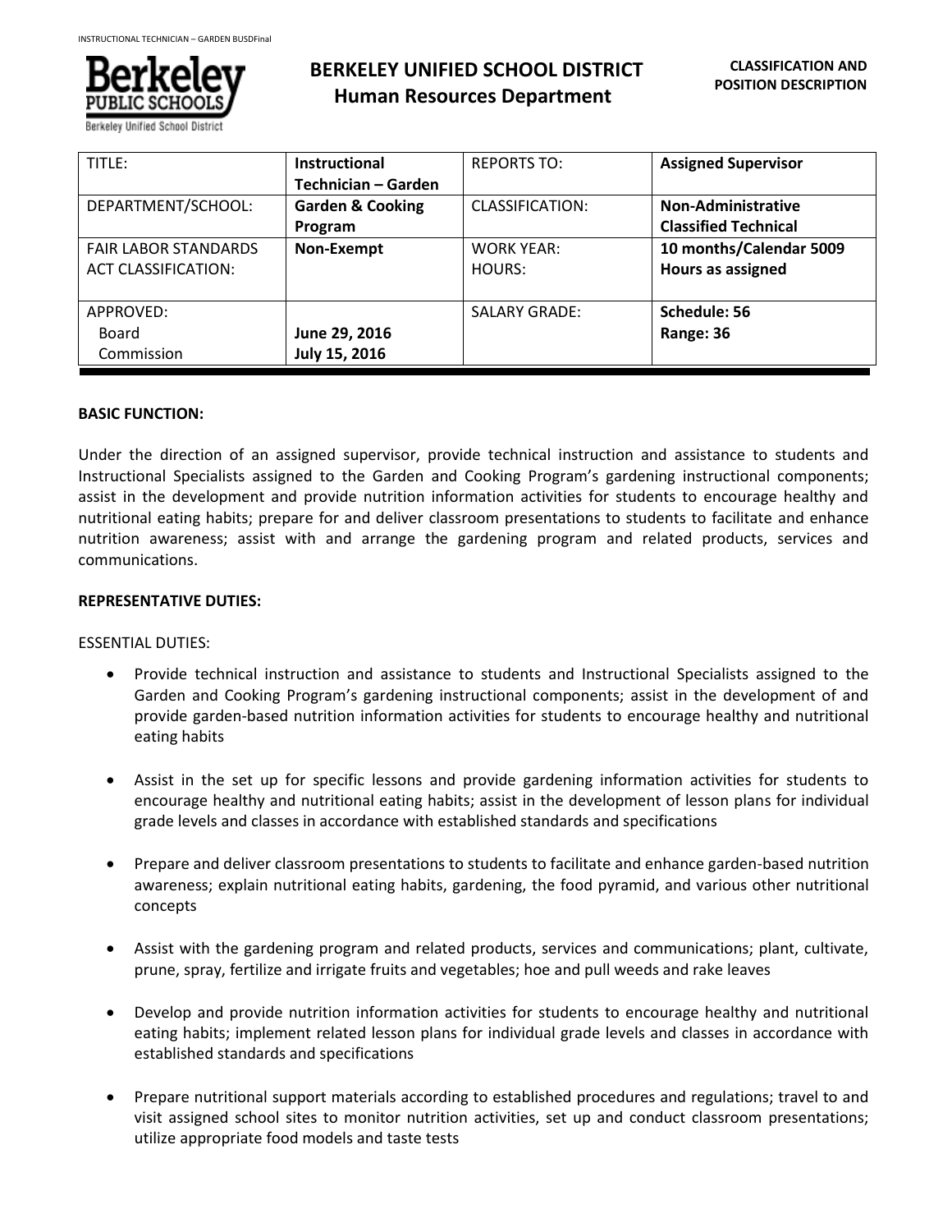# BERKELEY UNIFIED SCHOOL DISTRICT
## Human Resources Department

**CLASSIFICATION AND POSITION DESCRIPTION**

| TITLE: | **Instructional Technician – Garden** | REPORTS TO: | **Assigned Supervisor** |
|---|---|---|---|
| DEPARTMENT/SCHOOL: | **Garden & Cooking Program** | CLASSIFICATION: | **Non-Administrative Classified Technical** |
| FAIR LABOR STANDARDS ACT CLASSIFICATION: | **Non-Exempt** | WORK YEAR: HOURS: | **10 months/Calendar 5009 Hours as assigned** |
| APPROVED: Board Commission | **June 29, 2016 July 15, 2016** | SALARY GRADE: | **Schedule: 56 Range: 36** |

**BASIC FUNCTION:**

Under the direction of an assigned supervisor, provide technical instruction and assistance to students and Instructional Specialists assigned to the Garden and Cooking Program's gardening instructional components; assist in the development and provide nutrition information activities for students to encourage healthy and nutritional eating habits; prepare for and deliver classroom presentations to students to facilitate and enhance nutrition awareness; assist with and arrange the gardening program and related products, services and communications.

**REPRESENTATIVE DUTIES:**

ESSENTIAL DUTIES:

- Provide technical instruction and assistance to students and Instructional Specialists assigned to the Garden and Cooking Program's gardening instructional components; assist in the development of and provide garden-based nutrition information activities for students to encourage healthy and nutritional eating habits

- Assist in the set up for specific lessons and provide gardening information activities for students to encourage healthy and nutritional eating habits; assist in the development of lesson plans for individual grade levels and classes in accordance with established standards and specifications

- Prepare and deliver classroom presentations to students to facilitate and enhance garden-based nutrition awareness; explain nutritional eating habits, gardening, the food pyramid, and various other nutritional concepts

- Assist with the gardening program and related products, services and communications; plant, cultivate, prune, spray, fertilize and irrigate fruits and vegetables; hoe and pull weeds and rake leaves

- Develop and provide nutrition information activities for students to encourage healthy and nutritional eating habits; implement related lesson plans for individual grade levels and classes in accordance with established standards and specifications

- Prepare nutritional support materials according to established procedures and regulations; travel to and visit assigned school sites to monitor nutrition activities, set up and conduct classroom presentations; utilize appropriate food models and taste tests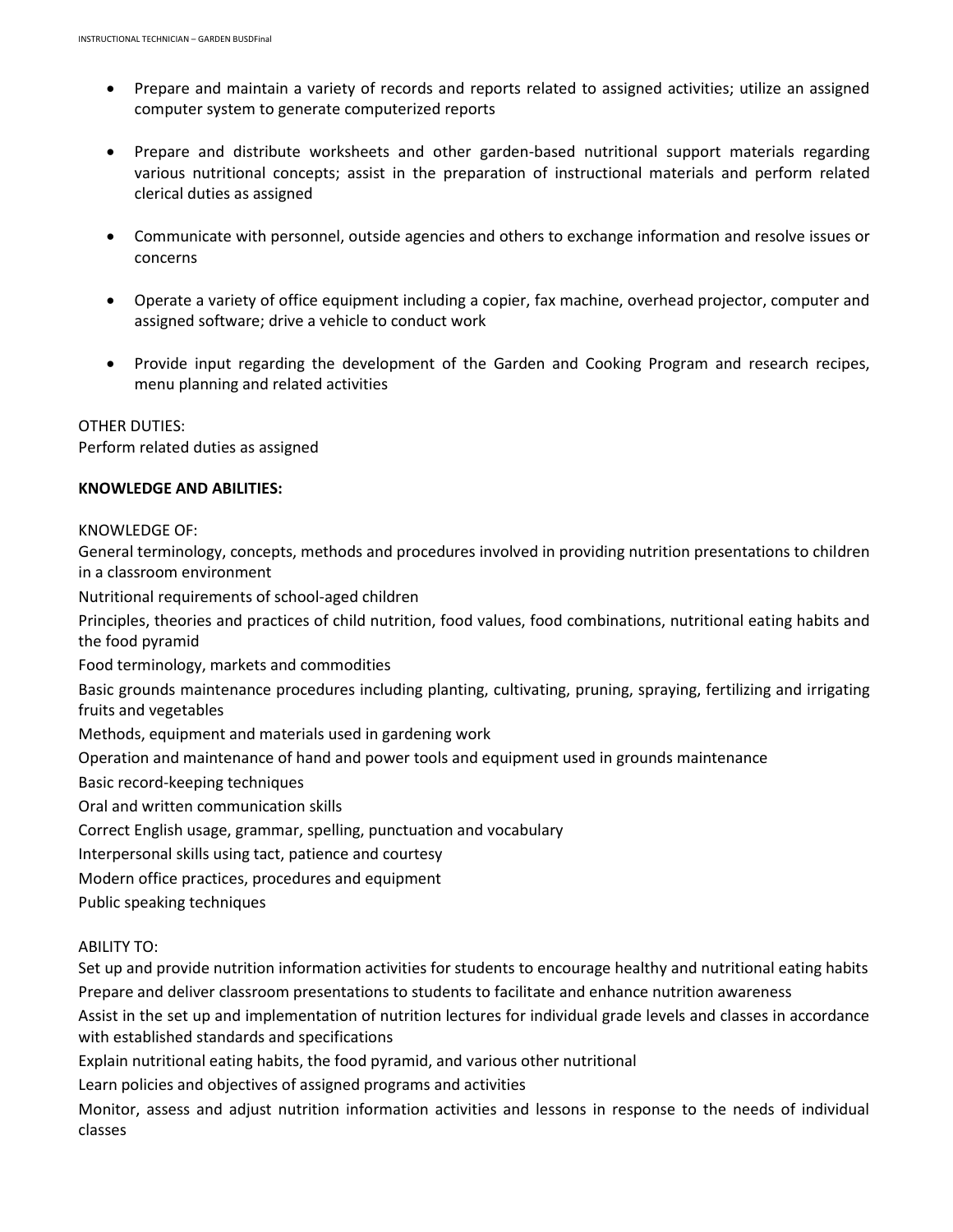- Prepare and maintain a variety of records and reports related to assigned activities; utilize an assigned computer system to generate computerized reports

- Prepare and distribute worksheets and other garden-based nutritional support materials regarding various nutritional concepts; assist in the preparation of instructional materials and perform related clerical duties as assigned

- Communicate with personnel, outside agencies and others to exchange information and resolve issues or concerns

- Operate a variety of office equipment including a copier, fax machine, overhead projector, computer and assigned software; drive a vehicle to conduct work

- Provide input regarding the development of the Garden and Cooking Program and research recipes, menu planning and related activities

OTHER DUTIES:
Perform related duties as assigned

**KNOWLEDGE AND ABILITIES:**

KNOWLEDGE OF:
General terminology, concepts, methods and procedures involved in providing nutrition presentations to children in a classroom environment
Nutritional requirements of school-aged children
Principles, theories and practices of child nutrition, food values, food combinations, nutritional eating habits and the food pyramid
Food terminology, markets and commodities
Basic grounds maintenance procedures including planting, cultivating, pruning, spraying, fertilizing and irrigating fruits and vegetables
Methods, equipment and materials used in gardening work
Operation and maintenance of hand and power tools and equipment used in grounds maintenance
Basic record-keeping techniques
Oral and written communication skills
Correct English usage, grammar, spelling, punctuation and vocabulary
Interpersonal skills using tact, patience and courtesy
Modern office practices, procedures and equipment
Public speaking techniques

ABILITY TO:
Set up and provide nutrition information activities for students to encourage healthy and nutritional eating habits
Prepare and deliver classroom presentations to students to facilitate and enhance nutrition awareness
Assist in the set up and implementation of nutrition lectures for individual grade levels and classes in accordance with established standards and specifications
Explain nutritional eating habits, the food pyramid, and various other nutritional
Learn policies and objectives of assigned programs and activities
Monitor, assess and adjust nutrition information activities and lessons in response to the needs of individual classes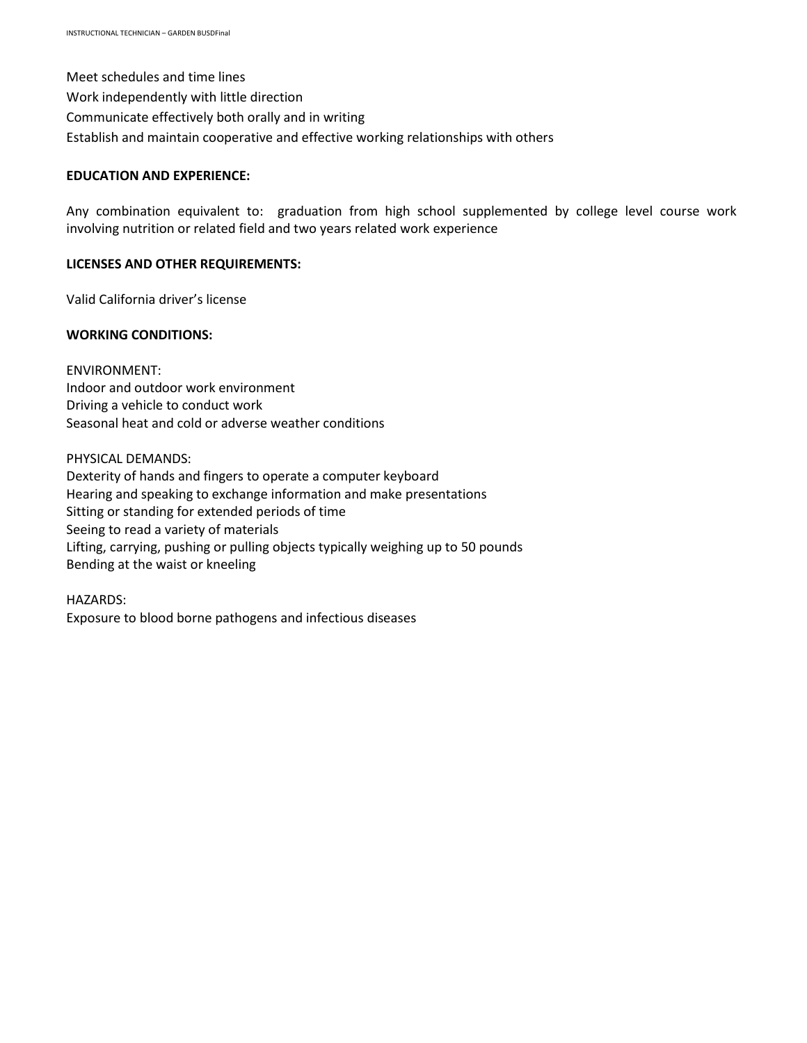Meet schedules and time lines
Work independently with little direction
Communicate effectively both orally and in writing
Establish and maintain cooperative and effective working relationships with others

**EDUCATION AND EXPERIENCE:**

Any combination equivalent to: graduation from high school supplemented by college level course work involving nutrition or related field and two years related work experience

**LICENSES AND OTHER REQUIREMENTS:**

Valid California driver's license

**WORKING CONDITIONS:**

ENVIRONMENT:
Indoor and outdoor work environment
Driving a vehicle to conduct work
Seasonal heat and cold or adverse weather conditions

PHYSICAL DEMANDS:
Dexterity of hands and fingers to operate a computer keyboard
Hearing and speaking to exchange information and make presentations
Sitting or standing for extended periods of time
Seeing to read a variety of materials
Lifting, carrying, pushing or pulling objects typically weighing up to 50 pounds
Bending at the waist or kneeling

HAZARDS:
Exposure to blood borne pathogens and infectious diseases